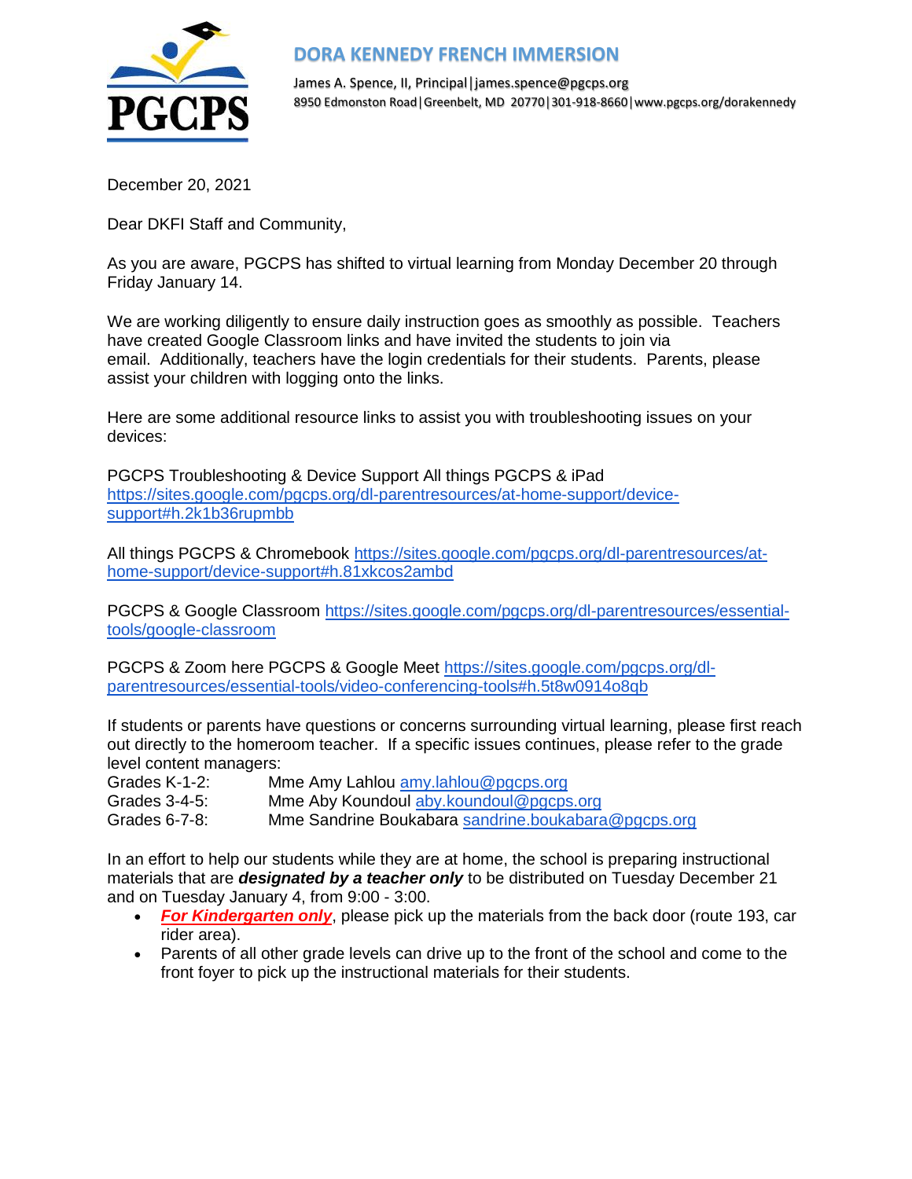# DORA KENNEDY FRENCH IMMERSION

James A. Spence, II, Principal | james.spence@pgcps.org
8950 Edmonston Road | Greenbelt, MD 20770 | 301-918-8660 | www.pgcps.org/dorakennedy

December 20, 2021

Dear DKFI Staff and Community,

As you are aware, PGCPS has shifted to virtual learning from Monday December 20 through Friday January 14.

We are working diligently to ensure daily instruction goes as smoothly as possible. Teachers have created Google Classroom links and have invited the students to join via email. Additionally, teachers have the login credentials for their students. Parents, please assist your children with logging onto the links.

Here are some additional resource links to assist you with troubleshooting issues on your devices:

PGCPS Troubleshooting & Device Support All things PGCPS & iPad https://sites.google.com/pgcps.org/dl-parentresources/at-home-support/device-support#h.2k1b36rupmbb

All things PGCPS & Chromebook https://sites.google.com/pgcps.org/dl-parentresources/at-home-support/device-support#h.81xkcos2ambd

PGCPS & Google Classroom https://sites.google.com/pgcps.org/dl-parentresources/essential-tools/google-classroom

PGCPS & Zoom here PGCPS & Google Meet https://sites.google.com/pgcps.org/dl-parentresources/essential-tools/video-conferencing-tools#h.5t8w0914o8qb

If students or parents have questions or concerns surrounding virtual learning, please first reach out directly to the homeroom teacher. If a specific issues continues, please refer to the grade level content managers:

| | |
|---|---|
| Grades K-1-2: | Mme Amy Lahlou amy.lahlou@pgcps.org |
| Grades 3-4-5: | Mme Aby Koundoul aby.koundoul@pgcps.org |
| Grades 6-7-8: | Mme Sandrine Boukabara sandrine.boukabara@pgcps.org |

In an effort to help our students while they are at home, the school is preparing instructional materials that are ***designated by a teacher only*** to be distributed on Tuesday December 21 and on Tuesday January 4, from 9:00 - 3:00.

- ***For Kindergarten only***, please pick up the materials from the back door (route 193, car rider area).
- Parents of all other grade levels can drive up to the front of the school and come to the front foyer to pick up the instructional materials for their students.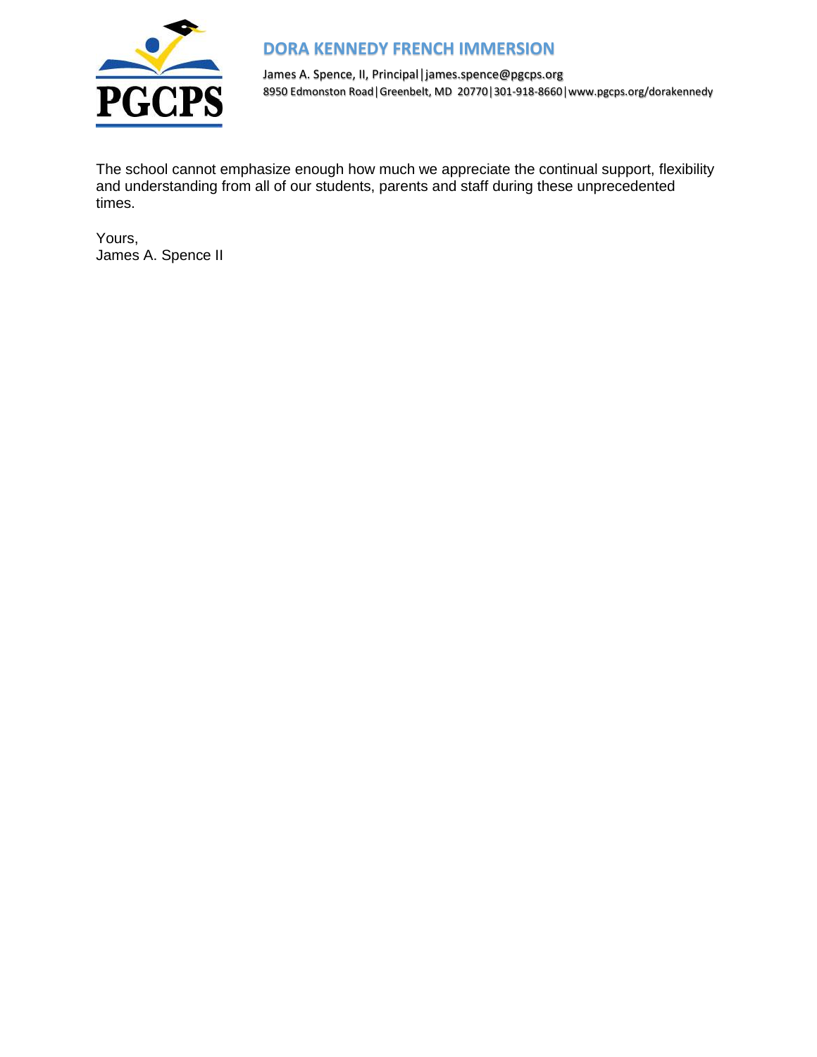The school cannot emphasize enough how much we appreciate the continual support, flexibility and understanding from all of our students, parents and staff during these unprecedented times.

Yours,
James A. Spence II